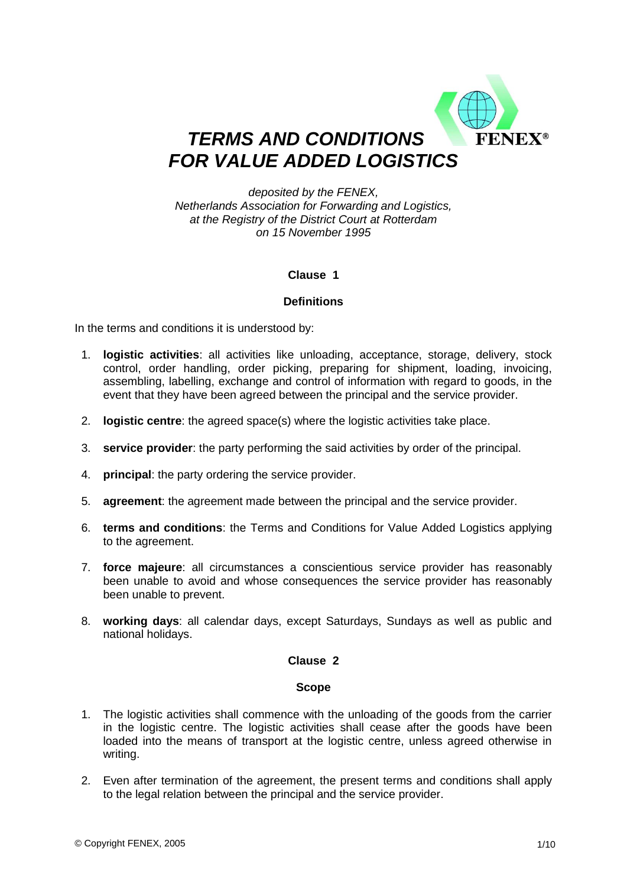# *TERMS AND CONDITIONS FOR VALUE ADDED LOGISTICS*

*deposited by the FENEX,*
*Netherlands Association for Forwarding and Logistics,*
*at the Registry of the District Court at Rotterdam*
*on 15 November 1995*

## Clause 1

### Definitions

In the terms and conditions it is understood by:

1. **logistic activities**: all activities like unloading, acceptance, storage, delivery, stock control, order handling, order picking, preparing for shipment, loading, invoicing, assembling, labelling, exchange and control of information with regard to goods, in the event that they have been agreed between the principal and the service provider.
2. **logistic centre**: the agreed space(s) where the logistic activities take place.
3. **service provider**: the party performing the said activities by order of the principal.
4. **principal**: the party ordering the service provider.
5. **agreement**: the agreement made between the principal and the service provider.
6. **terms and conditions**: the Terms and Conditions for Value Added Logistics applying to the agreement.
7. **force majeure**: all circumstances a conscientious service provider has reasonably been unable to avoid and whose consequences the service provider has reasonably been unable to prevent.
8. **working days**: all calendar days, except Saturdays, Sundays as well as public and national holidays.

## Clause 2

### Scope

1. The logistic activities shall commence with the unloading of the goods from the carrier in the logistic centre. The logistic activities shall cease after the goods have been loaded into the means of transport at the logistic centre, unless agreed otherwise in writing.
2. Even after termination of the agreement, the present terms and conditions shall apply to the legal relation between the principal and the service provider.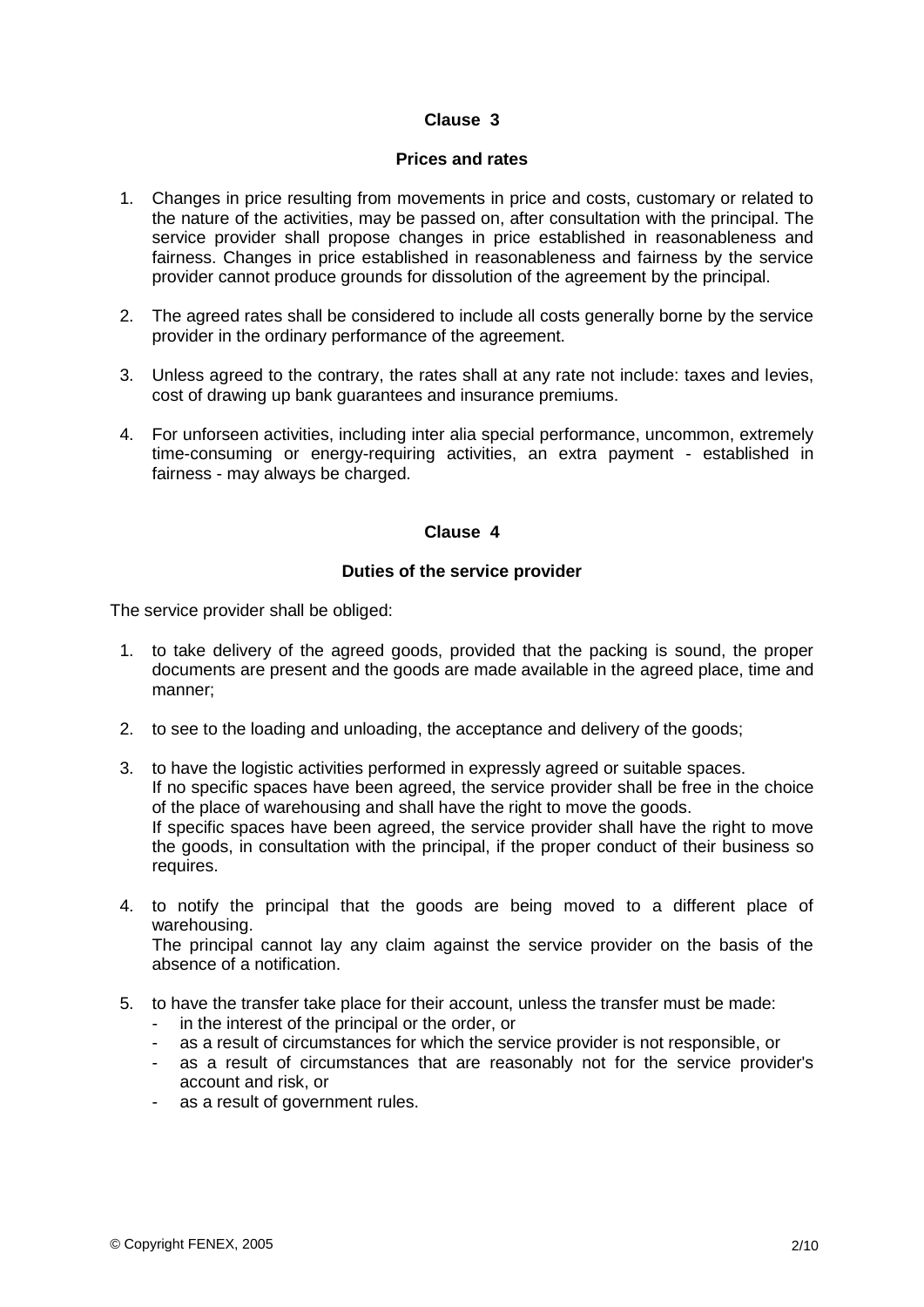## Clause 3

### Prices and rates

1. Changes in price resulting from movements in price and costs, customary or related to the nature of the activities, may be passed on, after consultation with the principal. The service provider shall propose changes in price established in reasonableness and fairness. Changes in price established in reasonableness and fairness by the service provider cannot produce grounds for dissolution of the agreement by the principal.

2. The agreed rates shall be considered to include all costs generally borne by the service provider in the ordinary performance of the agreement.

3. Unless agreed to the contrary, the rates shall at any rate not include: taxes and levies, cost of drawing up bank guarantees and insurance premiums.

4. For unforseen activities, including inter alia special performance, uncommon, extremely time-consuming or energy-requiring activities, an extra payment - established in fairness - may always be charged.

## Clause 4

### Duties of the service provider

The service provider shall be obliged:

1. to take delivery of the agreed goods, provided that the packing is sound, the proper documents are present and the goods are made available in the agreed place, time and manner;

2. to see to the loading and unloading, the acceptance and delivery of the goods;

3. to have the logistic activities performed in expressly agreed or suitable spaces.
   If no specific spaces have been agreed, the service provider shall be free in the choice of the place of warehousing and shall have the right to move the goods.
   If specific spaces have been agreed, the service provider shall have the right to move the goods, in consultation with the principal, if the proper conduct of their business so requires.

4. to notify the principal that the goods are being moved to a different place of warehousing.
   The principal cannot lay any claim against the service provider on the basis of the absence of a notification.

5. to have the transfer take place for their account, unless the transfer must be made:
   - in the interest of the principal or the order, or
   - as a result of circumstances for which the service provider is not responsible, or
   - as a result of circumstances that are reasonably not for the service provider's account and risk, or
   - as a result of government rules.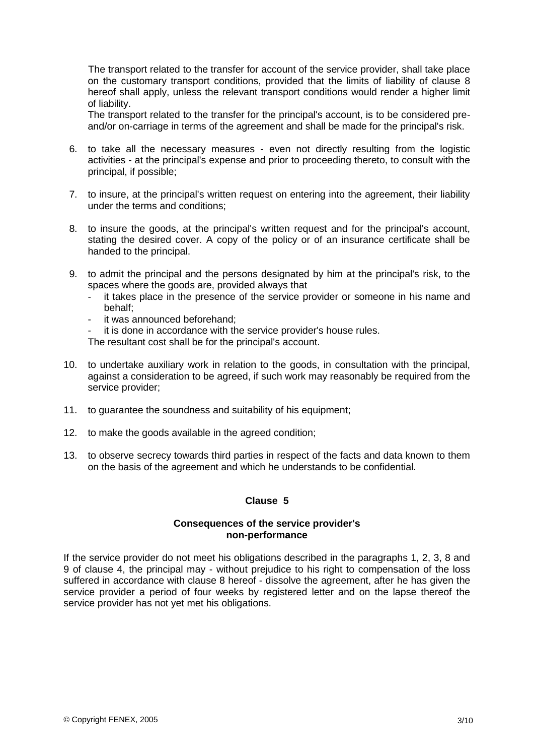The transport related to the transfer for account of the service provider, shall take place on the customary transport conditions, provided that the limits of liability of clause 8 hereof shall apply, unless the relevant transport conditions would render a higher limit of liability.

The transport related to the transfer for the principal's account, is to be considered pre- and/or on-carriage in terms of the agreement and shall be made for the principal's risk.

6. to take all the necessary measures - even not directly resulting from the logistic activities - at the principal's expense and prior to proceeding thereto, to consult with the principal, if possible;

7. to insure, at the principal's written request on entering into the agreement, their liability under the terms and conditions;

8. to insure the goods, at the principal's written request and for the principal's account, stating the desired cover. A copy of the policy or of an insurance certificate shall be handed to the principal.

9. to admit the principal and the persons designated by him at the principal's risk, to the spaces where the goods are, provided always that
   - it takes place in the presence of the service provider or someone in his name and behalf;
   - it was announced beforehand;
   - it is done in accordance with the service provider's house rules.

   The resultant cost shall be for the principal's account.

10. to undertake auxiliary work in relation to the goods, in consultation with the principal, against a consideration to be agreed, if such work may reasonably be required from the service provider;

11. to guarantee the soundness and suitability of his equipment;

12. to make the goods available in the agreed condition;

13. to observe secrecy towards third parties in respect of the facts and data known to them on the basis of the agreement and which he understands to be confidential.

## Clause 5

### Consequences of the service provider's non-performance

If the service provider do not meet his obligations described in the paragraphs 1, 2, 3, 8 and 9 of clause 4, the principal may - without prejudice to his right to compensation of the loss suffered in accordance with clause 8 hereof - dissolve the agreement, after he has given the service provider a period of four weeks by registered letter and on the lapse thereof the service provider has not yet met his obligations.

© Copyright FENEX, 2005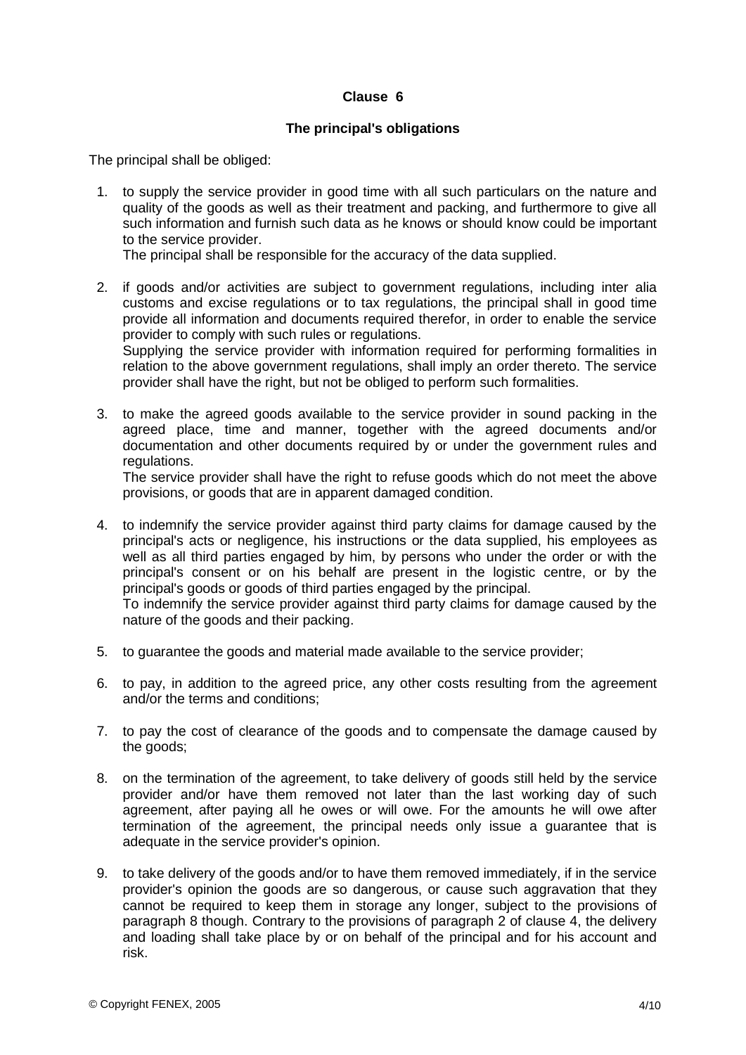## Clause 6

### The principal's obligations

The principal shall be obliged:

1. to supply the service provider in good time with all such particulars on the nature and quality of the goods as well as their treatment and packing, and furthermore to give all such information and furnish such data as he knows or should know could be important to the service provider.
   The principal shall be responsible for the accuracy of the data supplied.

2. if goods and/or activities are subject to government regulations, including inter alia customs and excise regulations or to tax regulations, the principal shall in good time provide all information and documents required therefor, in order to enable the service provider to comply with such rules or regulations.
   Supplying the service provider with information required for performing formalities in relation to the above government regulations, shall imply an order thereto. The service provider shall have the right, but not be obliged to perform such formalities.

3. to make the agreed goods available to the service provider in sound packing in the agreed place, time and manner, together with the agreed documents and/or documentation and other documents required by or under the government rules and regulations.
   The service provider shall have the right to refuse goods which do not meet the above provisions, or goods that are in apparent damaged condition.

4. to indemnify the service provider against third party claims for damage caused by the principal's acts or negligence, his instructions or the data supplied, his employees as well as all third parties engaged by him, by persons who under the order or with the principal's consent or on his behalf are present in the logistic centre, or by the principal's goods or goods of third parties engaged by the principal.
   To indemnify the service provider against third party claims for damage caused by the nature of the goods and their packing.

5. to guarantee the goods and material made available to the service provider;

6. to pay, in addition to the agreed price, any other costs resulting from the agreement and/or the terms and conditions;

7. to pay the cost of clearance of the goods and to compensate the damage caused by the goods;

8. on the termination of the agreement, to take delivery of goods still held by the service provider and/or have them removed not later than the last working day of such agreement, after paying all he owes or will owe. For the amounts he will owe after termination of the agreement, the principal needs only issue a guarantee that is adequate in the service provider's opinion.

9. to take delivery of the goods and/or to have them removed immediately, if in the service provider's opinion the goods are so dangerous, or cause such aggravation that they cannot be required to keep them in storage any longer, subject to the provisions of paragraph 8 though. Contrary to the provisions of paragraph 2 of clause 4, the delivery and loading shall take place by or on behalf of the principal and for his account and risk.

© Copyright FENEX, 2005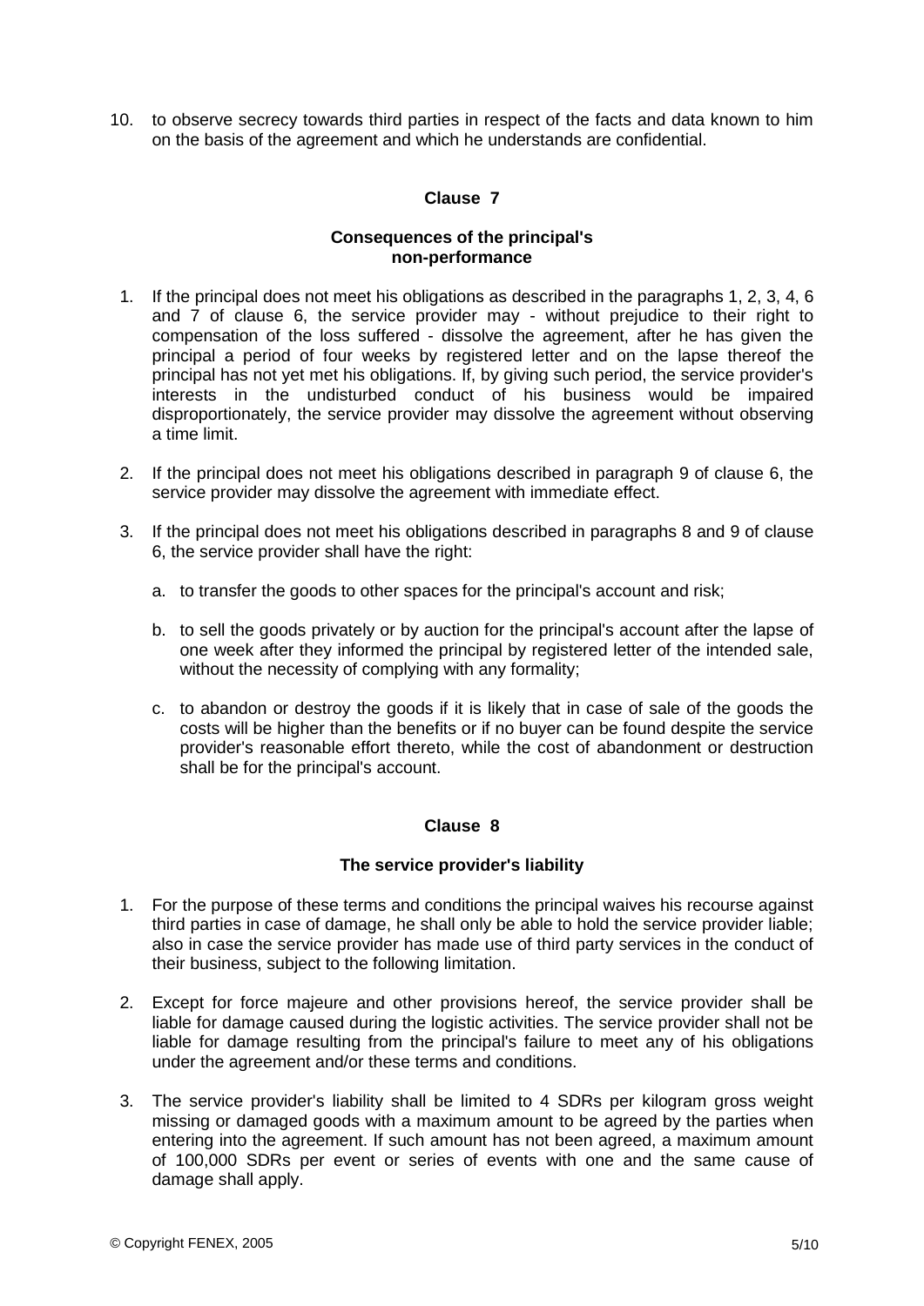10. to observe secrecy towards third parties in respect of the facts and data known to him on the basis of the agreement and which he understands are confidential.

## Clause 7

### Consequences of the principal's non-performance

1. If the principal does not meet his obligations as described in the paragraphs 1, 2, 3, 4, 6 and 7 of clause 6, the service provider may - without prejudice to their right to compensation of the loss suffered - dissolve the agreement, after he has given the principal a period of four weeks by registered letter and on the lapse thereof the principal has not yet met his obligations. If, by giving such period, the service provider's interests in the undisturbed conduct of his business would be impaired disproportionately, the service provider may dissolve the agreement without observing a time limit.

2. If the principal does not meet his obligations described in paragraph 9 of clause 6, the service provider may dissolve the agreement with immediate effect.

3. If the principal does not meet his obligations described in paragraphs 8 and 9 of clause 6, the service provider shall have the right:

   a. to transfer the goods to other spaces for the principal's account and risk;

   b. to sell the goods privately or by auction for the principal's account after the lapse of one week after they informed the principal by registered letter of the intended sale, without the necessity of complying with any formality;

   c. to abandon or destroy the goods if it is likely that in case of sale of the goods the costs will be higher than the benefits or if no buyer can be found despite the service provider's reasonable effort thereto, while the cost of abandonment or destruction shall be for the principal's account.

## Clause 8

### The service provider's liability

1. For the purpose of these terms and conditions the principal waives his recourse against third parties in case of damage, he shall only be able to hold the service provider liable; also in case the service provider has made use of third party services in the conduct of their business, subject to the following limitation.

2. Except for force majeure and other provisions hereof, the service provider shall be liable for damage caused during the logistic activities. The service provider shall not be liable for damage resulting from the principal's failure to meet any of his obligations under the agreement and/or these terms and conditions.

3. The service provider's liability shall be limited to 4 SDRs per kilogram gross weight missing or damaged goods with a maximum amount to be agreed by the parties when entering into the agreement. If such amount has not been agreed, a maximum amount of 100,000 SDRs per event or series of events with one and the same cause of damage shall apply.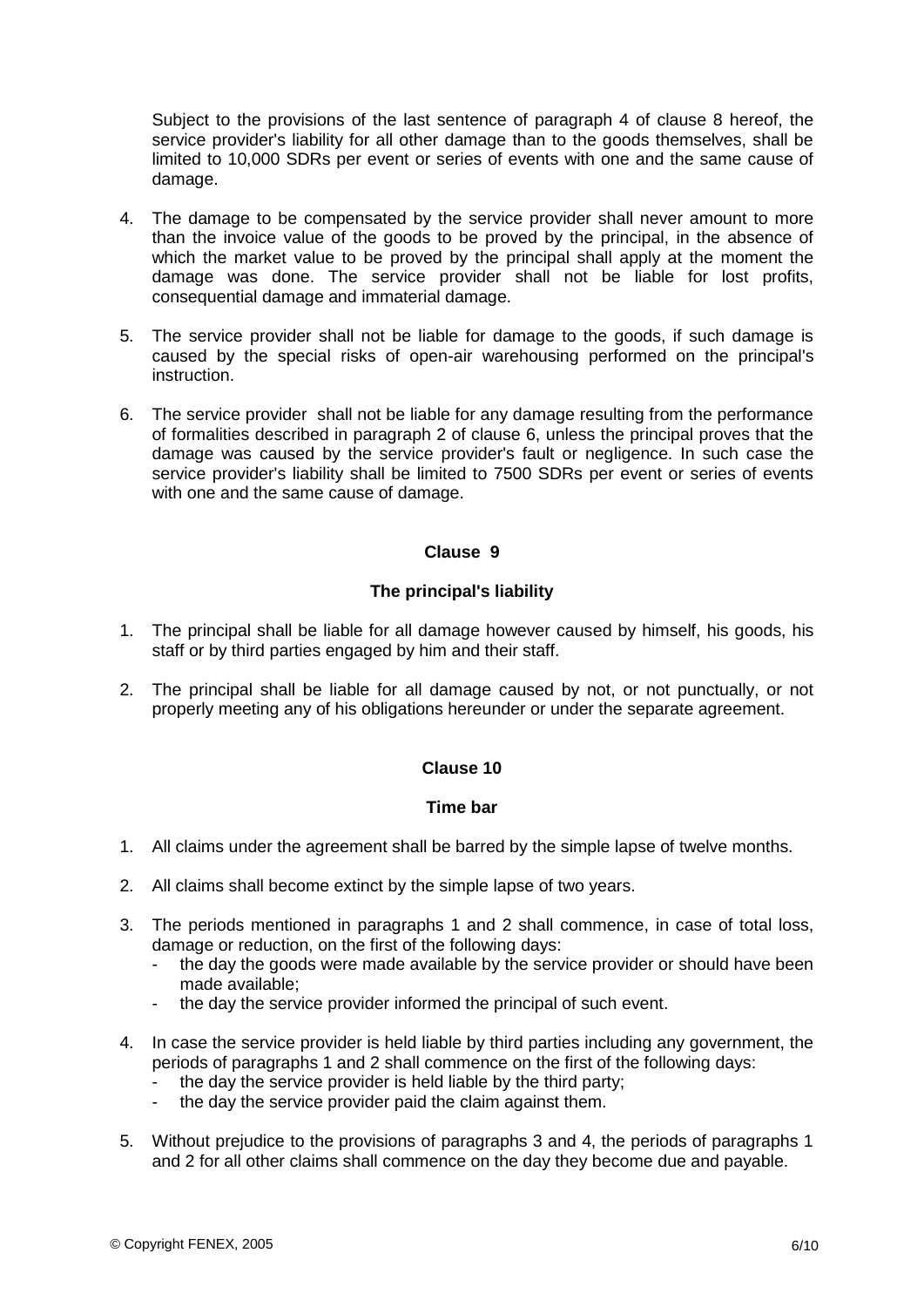Subject to the provisions of the last sentence of paragraph 4 of clause 8 hereof, the service provider's liability for all other damage than to the goods themselves, shall be limited to 10,000 SDRs per event or series of events with one and the same cause of damage.

4. The damage to be compensated by the service provider shall never amount to more than the invoice value of the goods to be proved by the principal, in the absence of which the market value to be proved by the principal shall apply at the moment the damage was done. The service provider shall not be liable for lost profits, consequential damage and immaterial damage.

5. The service provider shall not be liable for damage to the goods, if such damage is caused by the special risks of open-air warehousing performed on the principal's instruction.

6. The service provider shall not be liable for any damage resulting from the performance of formalities described in paragraph 2 of clause 6, unless the principal proves that the damage was caused by the service provider's fault or negligence. In such case the service provider's liability shall be limited to 7500 SDRs per event or series of events with one and the same cause of damage.

## Clause 9

### The principal's liability

1. The principal shall be liable for all damage however caused by himself, his goods, his staff or by third parties engaged by him and their staff.

2. The principal shall be liable for all damage caused by not, or not punctually, or not properly meeting any of his obligations hereunder or under the separate agreement.

## Clause 10

### Time bar

1. All claims under the agreement shall be barred by the simple lapse of twelve months.

2. All claims shall become extinct by the simple lapse of two years.

3. The periods mentioned in paragraphs 1 and 2 shall commence, in case of total loss, damage or reduction, on the first of the following days:
   - the day the goods were made available by the service provider or should have been made available;
   - the day the service provider informed the principal of such event.

4. In case the service provider is held liable by third parties including any government, the periods of paragraphs 1 and 2 shall commence on the first of the following days:
   - the day the service provider is held liable by the third party;
   - the day the service provider paid the claim against them.

5. Without prejudice to the provisions of paragraphs 3 and 4, the periods of paragraphs 1 and 2 for all other claims shall commence on the day they become due and payable.

© Copyright FENEX, 2005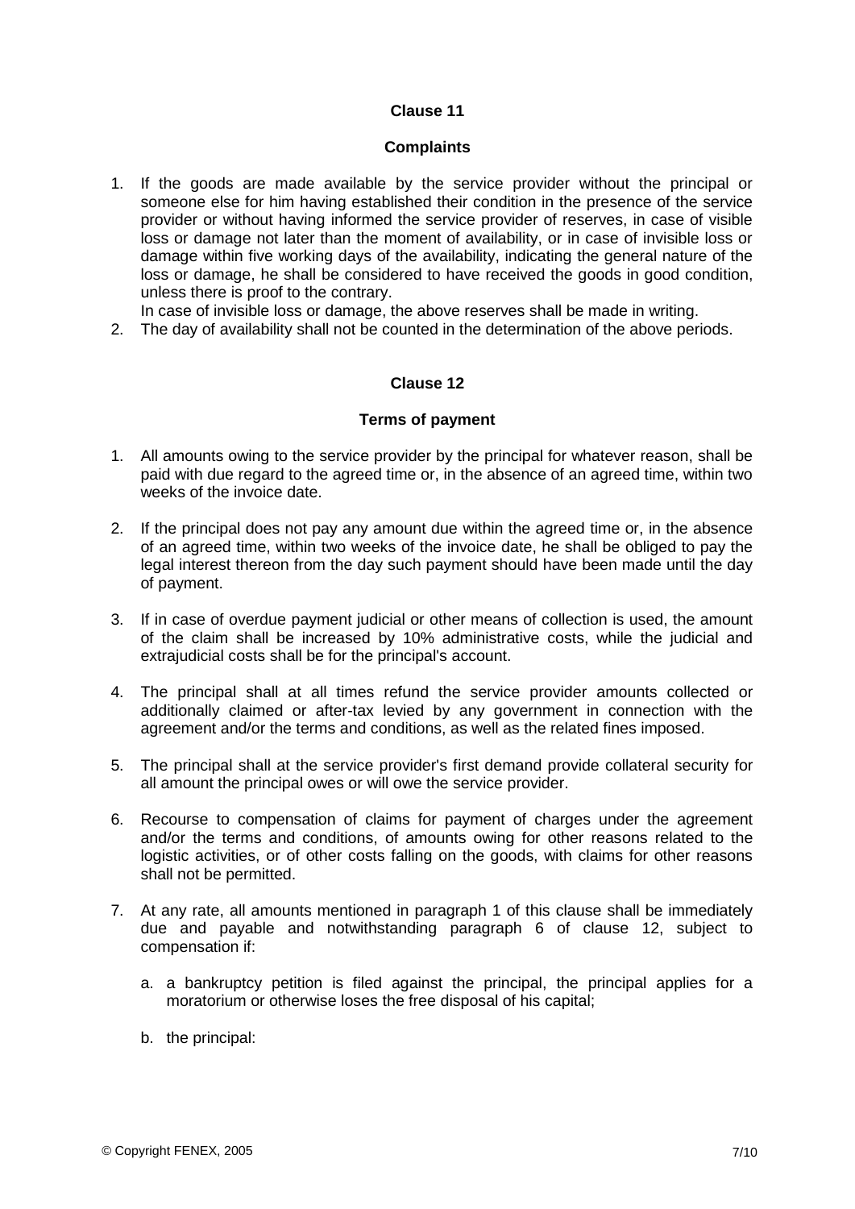## Clause 11

### Complaints

1. If the goods are made available by the service provider without the principal or someone else for him having established their condition in the presence of the service provider or without having informed the service provider of reserves, in case of visible loss or damage not later than the moment of availability, or in case of invisible loss or damage within five working days of the availability, indicating the general nature of the loss or damage, he shall be considered to have received the goods in good condition, unless there is proof to the contrary.
   In case of invisible loss or damage, the above reserves shall be made in writing.
2. The day of availability shall not be counted in the determination of the above periods.

## Clause 12

### Terms of payment

1. All amounts owing to the service provider by the principal for whatever reason, shall be paid with due regard to the agreed time or, in the absence of an agreed time, within two weeks of the invoice date.

2. If the principal does not pay any amount due within the agreed time or, in the absence of an agreed time, within two weeks of the invoice date, he shall be obliged to pay the legal interest thereon from the day such payment should have been made until the day of payment.

3. If in case of overdue payment judicial or other means of collection is used, the amount of the claim shall be increased by 10% administrative costs, while the judicial and extrajudicial costs shall be for the principal's account.

4. The principal shall at all times refund the service provider amounts collected or additionally claimed or after-tax levied by any government in connection with the agreement and/or the terms and conditions, as well as the related fines imposed.

5. The principal shall at the service provider's first demand provide collateral security for all amount the principal owes or will owe the service provider.

6. Recourse to compensation of claims for payment of charges under the agreement and/or the terms and conditions, of amounts owing for other reasons related to the logistic activities, or of other costs falling on the goods, with claims for other reasons shall not be permitted.

7. At any rate, all amounts mentioned in paragraph 1 of this clause shall be immediately due and payable and notwithstanding paragraph 6 of clause 12, subject to compensation if:

   a. a bankruptcy petition is filed against the principal, the principal applies for a moratorium or otherwise loses the free disposal of his capital;

   b. the principal: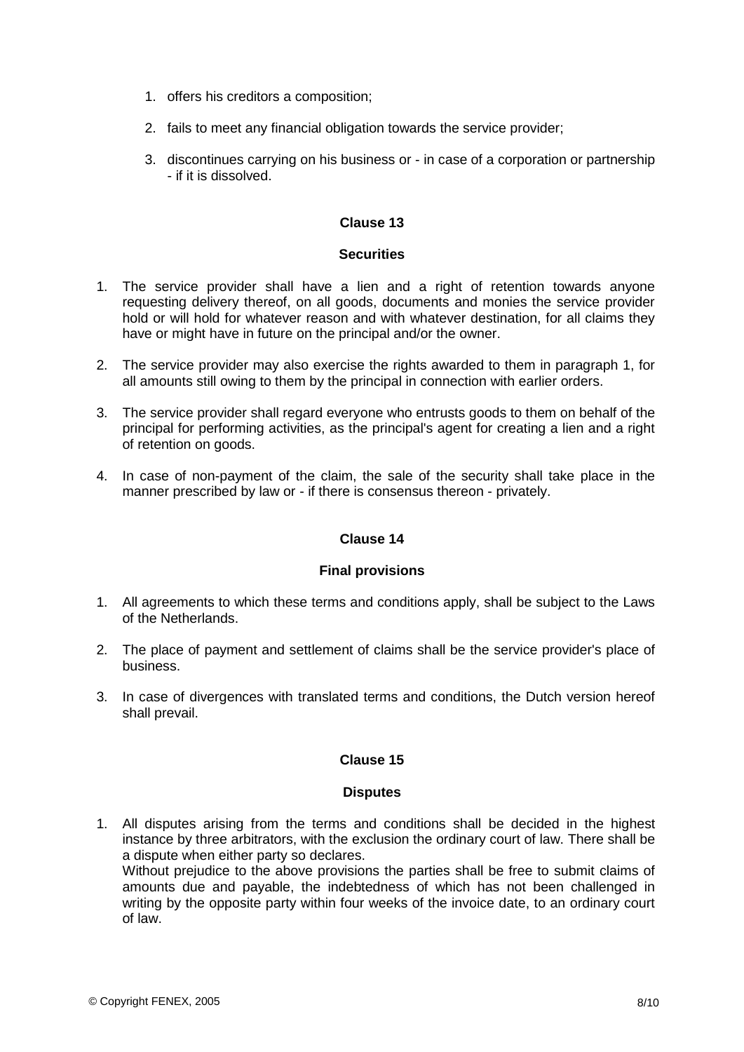1. offers his creditors a composition;

2. fails to meet any financial obligation towards the service provider;

3. discontinues carrying on his business or - in case of a corporation or partnership - if it is dissolved.

## Clause 13

### Securities

1. The service provider shall have a lien and a right of retention towards anyone requesting delivery thereof, on all goods, documents and monies the service provider hold or will hold for whatever reason and with whatever destination, for all claims they have or might have in future on the principal and/or the owner.

2. The service provider may also exercise the rights awarded to them in paragraph 1, for all amounts still owing to them by the principal in connection with earlier orders.

3. The service provider shall regard everyone who entrusts goods to them on behalf of the principal for performing activities, as the principal's agent for creating a lien and a right of retention on goods.

4. In case of non-payment of the claim, the sale of the security shall take place in the manner prescribed by law or - if there is consensus thereon - privately.

## Clause 14

### Final provisions

1. All agreements to which these terms and conditions apply, shall be subject to the Laws of the Netherlands.

2. The place of payment and settlement of claims shall be the service provider's place of business.

3. In case of divergences with translated terms and conditions, the Dutch version hereof shall prevail.

## Clause 15

### Disputes

1. All disputes arising from the terms and conditions shall be decided in the highest instance by three arbitrators, with the exclusion the ordinary court of law. There shall be a dispute when either party so declares.
   Without prejudice to the above provisions the parties shall be free to submit claims of amounts due and payable, the indebtedness of which has not been challenged in writing by the opposite party within four weeks of the invoice date, to an ordinary court of law.

© Copyright FENEX, 2005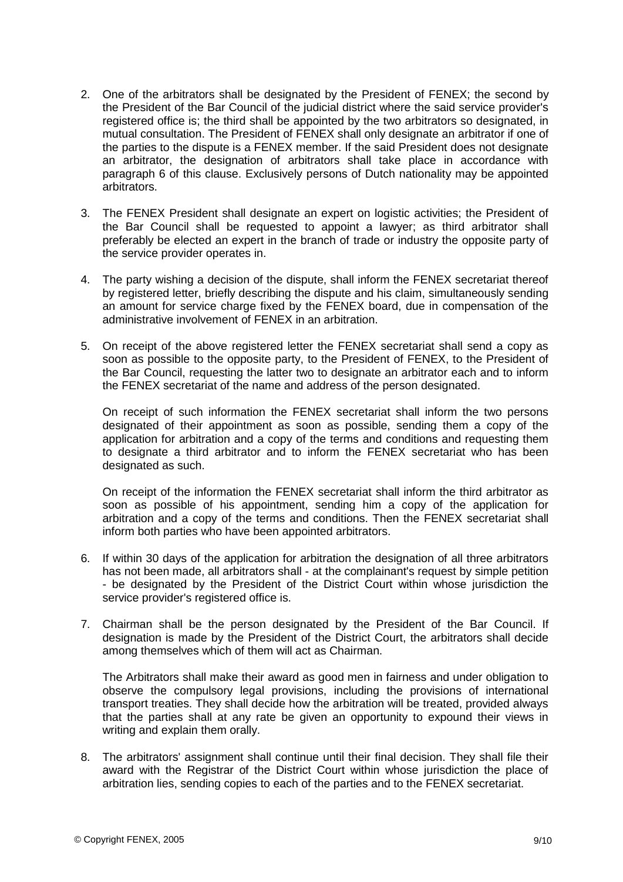2. One of the arbitrators shall be designated by the President of FENEX; the second by the President of the Bar Council of the judicial district where the said service provider's registered office is; the third shall be appointed by the two arbitrators so designated, in mutual consultation. The President of FENEX shall only designate an arbitrator if one of the parties to the dispute is a FENEX member. If the said President does not designate an arbitrator, the designation of arbitrators shall take place in accordance with paragraph 6 of this clause. Exclusively persons of Dutch nationality may be appointed arbitrators.

3. The FENEX President shall designate an expert on logistic activities; the President of the Bar Council shall be requested to appoint a lawyer; as third arbitrator shall preferably be elected an expert in the branch of trade or industry the opposite party of the service provider operates in.

4. The party wishing a decision of the dispute, shall inform the FENEX secretariat thereof by registered letter, briefly describing the dispute and his claim, simultaneously sending an amount for service charge fixed by the FENEX board, due in compensation of the administrative involvement of FENEX in an arbitration.

5. On receipt of the above registered letter the FENEX secretariat shall send a copy as soon as possible to the opposite party, to the President of FENEX, to the President of the Bar Council, requesting the latter two to designate an arbitrator each and to inform the FENEX secretariat of the name and address of the person designated.

   On receipt of such information the FENEX secretariat shall inform the two persons designated of their appointment as soon as possible, sending them a copy of the application for arbitration and a copy of the terms and conditions and requesting them to designate a third arbitrator and to inform the FENEX secretariat who has been designated as such.

   On receipt of the information the FENEX secretariat shall inform the third arbitrator as soon as possible of his appointment, sending him a copy of the application for arbitration and a copy of the terms and conditions. Then the FENEX secretariat shall inform both parties who have been appointed arbitrators.

6. If within 30 days of the application for arbitration the designation of all three arbitrators has not been made, all arbitrators shall - at the complainant's request by simple petition - be designated by the President of the District Court within whose jurisdiction the service provider's registered office is.

7. Chairman shall be the person designated by the President of the Bar Council. If designation is made by the President of the District Court, the arbitrators shall decide among themselves which of them will act as Chairman.

   The Arbitrators shall make their award as good men in fairness and under obligation to observe the compulsory legal provisions, including the provisions of international transport treaties. They shall decide how the arbitration will be treated, provided always that the parties shall at any rate be given an opportunity to expound their views in writing and explain them orally.

8. The arbitrators' assignment shall continue until their final decision. They shall file their award with the Registrar of the District Court within whose jurisdiction the place of arbitration lies, sending copies to each of the parties and to the FENEX secretariat.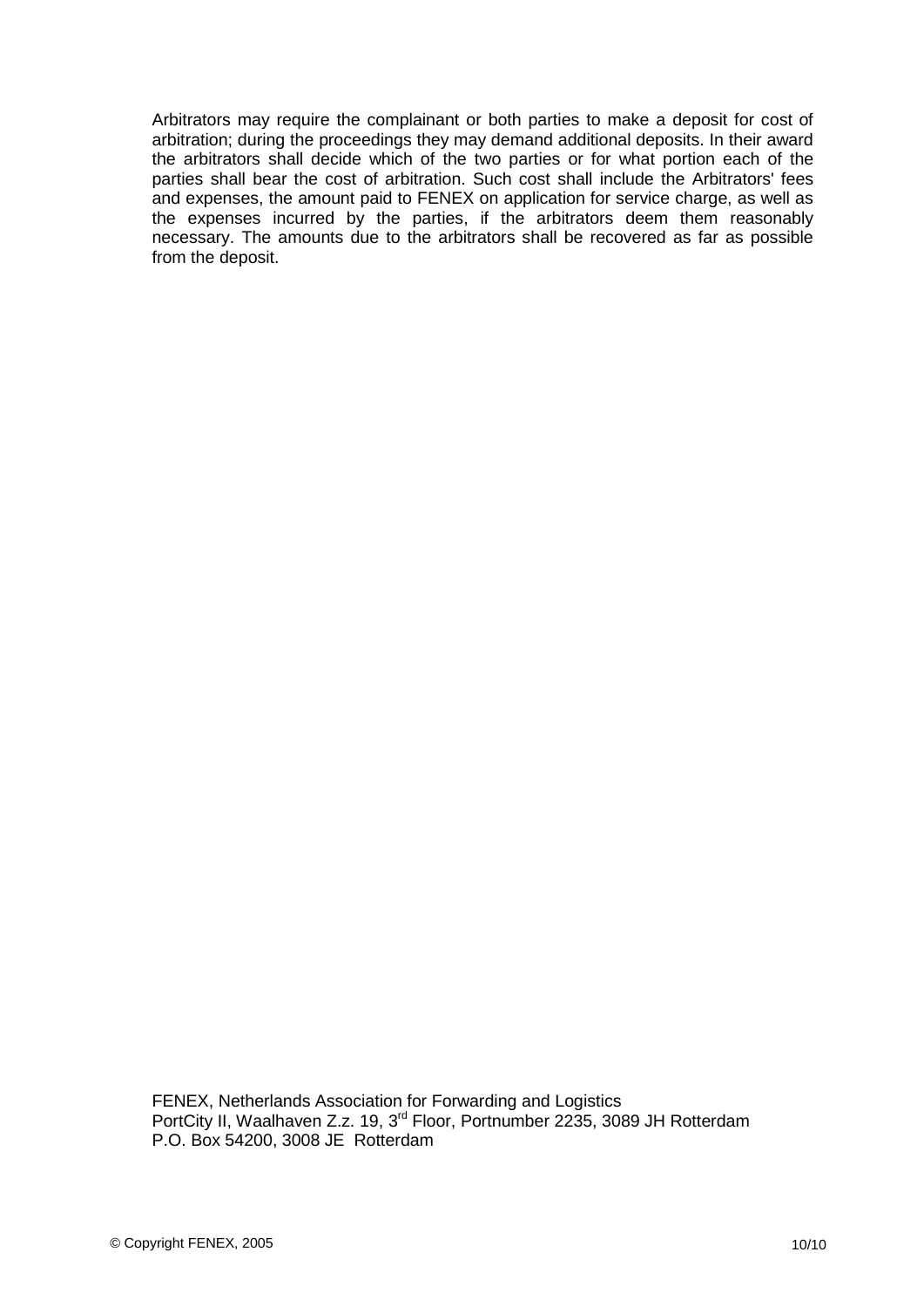Arbitrators may require the complainant or both parties to make a deposit for cost of arbitration; during the proceedings they may demand additional deposits. In their award the arbitrators shall decide which of the two parties or for what portion each of the parties shall bear the cost of arbitration. Such cost shall include the Arbitrators' fees and expenses, the amount paid to FENEX on application for service charge, as well as the expenses incurred by the parties, if the arbitrators deem them reasonably necessary. The amounts due to the arbitrators shall be recovered as far as possible from the deposit.

FENEX, Netherlands Association for Forwarding and Logistics
PortCity II, Waalhaven Z.z. 19, 3rd Floor, Portnumber 2235, 3089 JH Rotterdam
P.O. Box 54200, 3008 JE Rotterdam

© Copyright FENEX, 2005